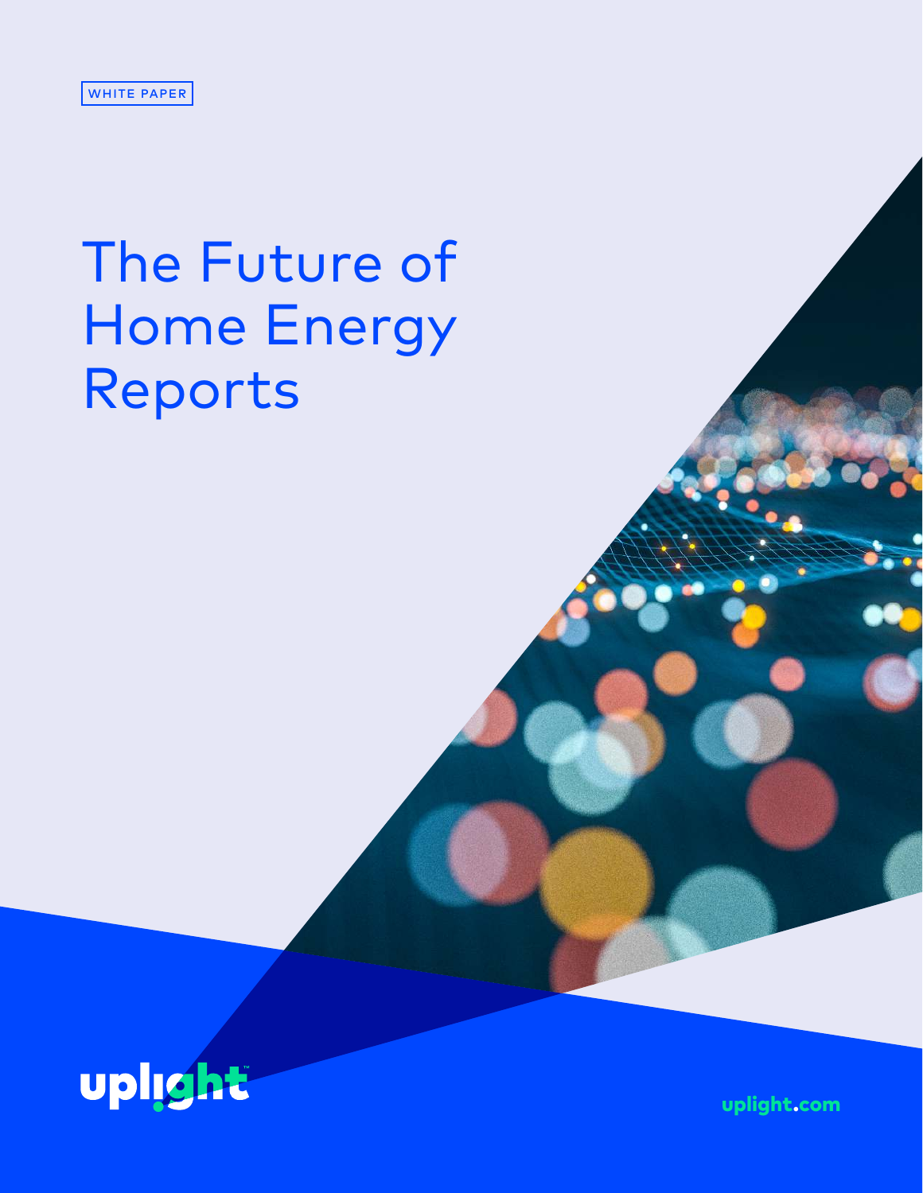WHITE PAPER

# The Future of Home Energy Reports

uplight

uplight.com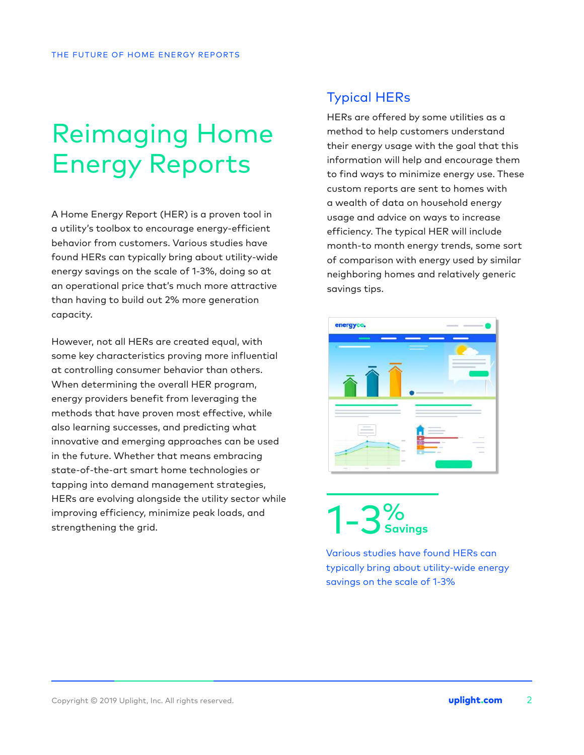# Reimagining Home Energy Reports

A Home Energy Report (HER) is a proven tool in a utility's toolbox to encourage energy-efficient behavior from customers. Various studies have found HERs can typically bring about utility-wide energy savings on the scale of 1-3%, doing so at an operational price that's much more attractive than having to build out 2% more generation capacity.

However, not all HERs are created equal, with some key characteristics proving more influential at controlling consumer behavior than others. When determining the overall HER program, energy providers benefit from leveraging the methods that have proven most effective, while also learning successes, and predicting what innovative and emerging approaches can be used in the future. Whether that means embracing state-of-the-art smart home technologies or tapping into demand management strategies, HERs are evolving alongside the utility sector while improving efficiency, minimize peak loads, and strengthening the grid.

## Typical HERs

HERs are offered by some utilities as a method to help customers understand their energy usage with the goal that this information will help and encourage them to find ways to minimize energy use. These custom reports are sent to homes with a wealth of data on household energy usage and advice on ways to increase efficiency. The typical HER will include month-to month energy trends, some sort of comparison with energy used by similar neighboring homes and relatively generic savings tips.

**1-3% Savings**

Various studies have found HERs can typically bring about utility-wide energy savings on the scale of 1-3%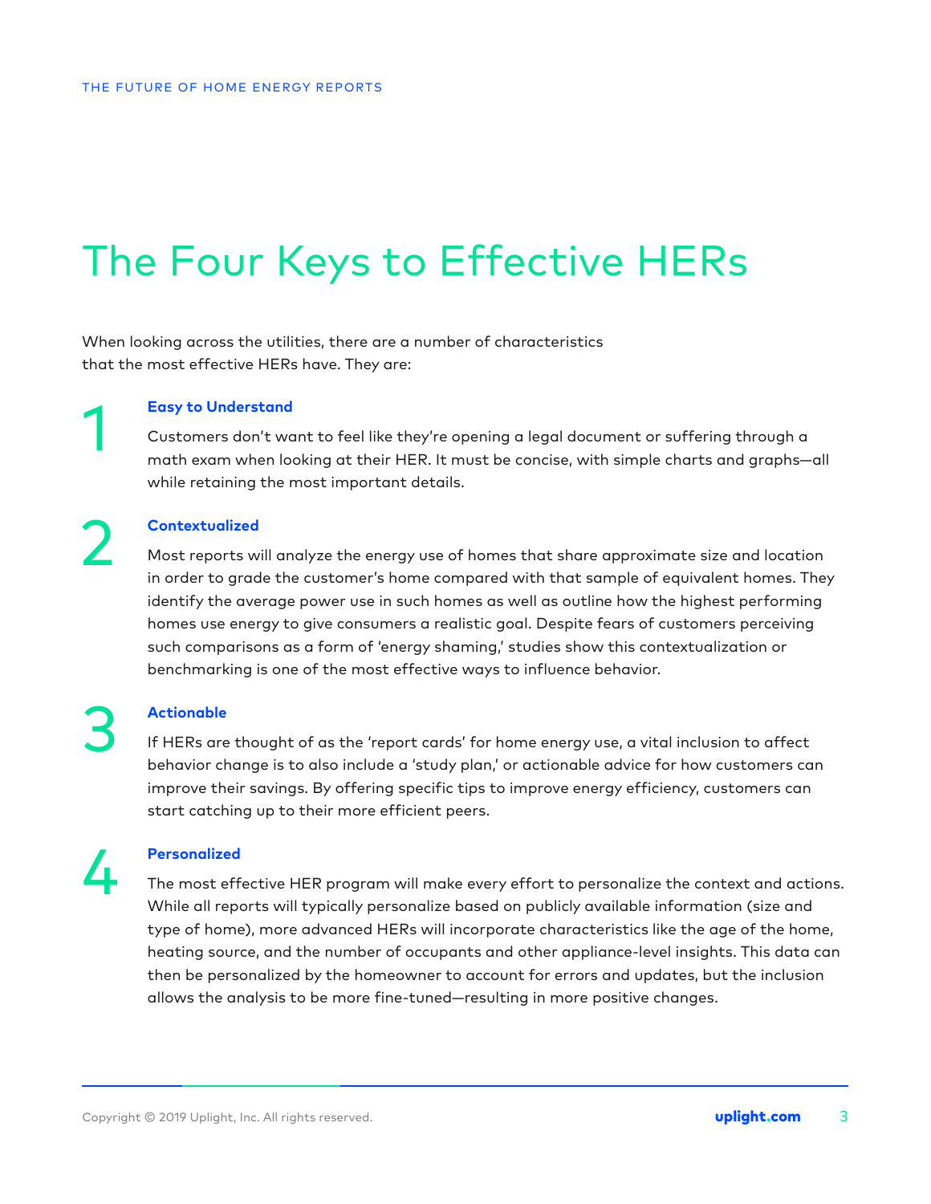# The Four Keys to Effective HERs

When looking across the utilities, there are a number of characteristics that the most effective HERs have. They are:

## 1 Easy to Understand

Customers don't want to feel like they're opening a legal document or suffering through a math exam when looking at their HER. It must be concise, with simple charts and graphs—all while retaining the most important details.

## 2 Contextualized

Most reports will analyze the energy use of homes that share approximate size and location in order to grade the customer's home compared with that sample of equivalent homes. They identify the average power use in such homes as well as outline how the highest performing homes use energy to give consumers a realistic goal. Despite fears of customers perceiving such comparisons as a form of 'energy shaming,' studies show this contextualization or benchmarking is one of the most effective ways to influence behavior.

## 3 Actionable

If HERs are thought of as the 'report cards' for home energy use, a vital inclusion to affect behavior change is to also include a 'study plan,' or actionable advice for how customers can improve their savings. By offering specific tips to improve energy efficiency, customers can start catching up to their more efficient peers.

## 4 Personalized

The most effective HER program will make every effort to personalize the context and actions. While all reports will typically personalize based on publicly available information (size and type of home), more advanced HERs will incorporate characteristics like the age of the home, heating source, and the number of occupants and other appliance-level insights. This data can then be personalized by the homeowner to account for errors and updates, but the inclusion allows the analysis to be more fine-tuned—resulting in more positive changes.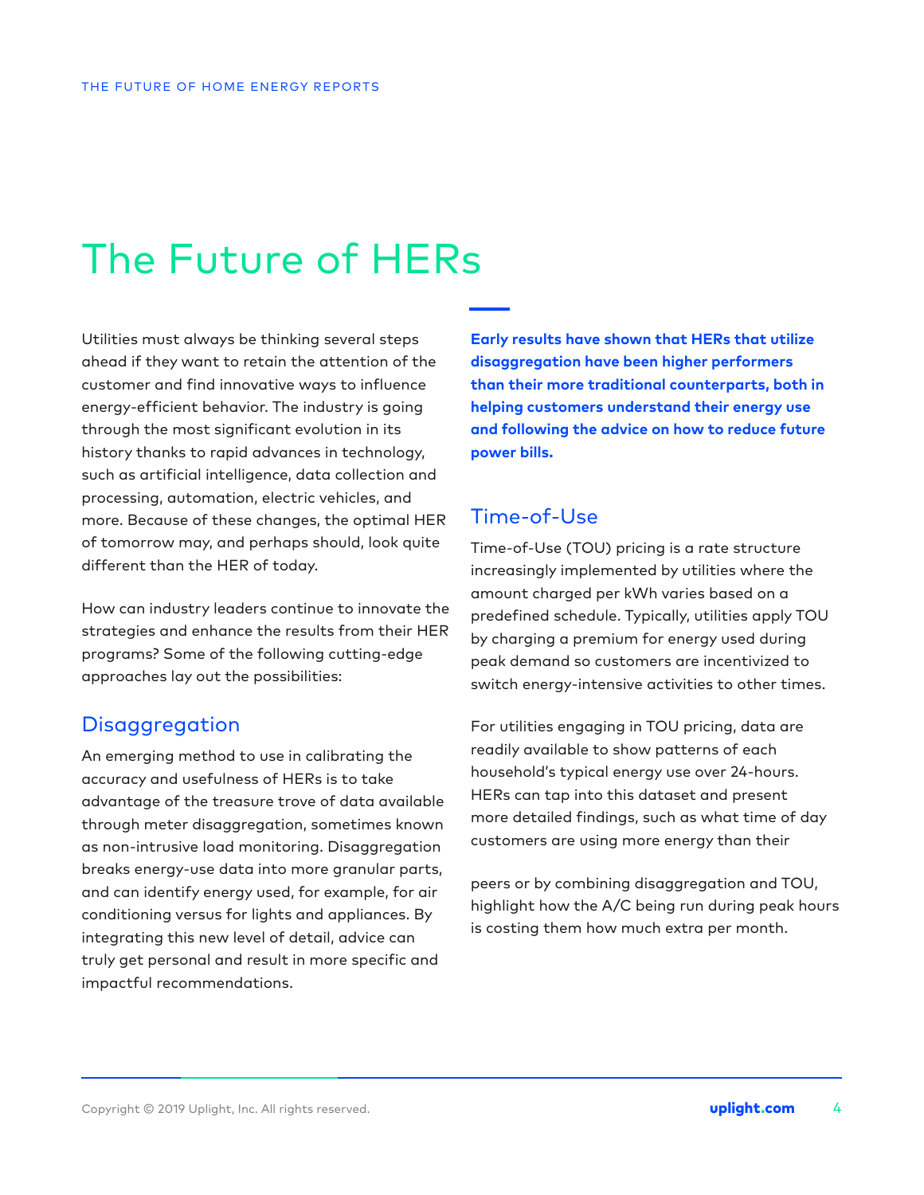# The Future of HERs

Utilities must always be thinking several steps ahead if they want to retain the attention of the customer and find innovative ways to influence energy-efficient behavior. The industry is going through the most significant evolution in its history thanks to rapid advances in technology, such as artificial intelligence, data collection and processing, automation, electric vehicles, and more. Because of these changes, the optimal HER of tomorrow may, and perhaps should, look quite different than the HER of today.

How can industry leaders continue to innovate the strategies and enhance the results from their HER programs? Some of the following cutting-edge approaches lay out the possibilities:

## Disaggregation

An emerging method to use in calibrating the accuracy and usefulness of HERs is to take advantage of the treasure trove of data available through meter disaggregation, sometimes known as non-intrusive load monitoring. Disaggregation breaks energy-use data into more granular parts, and can identify energy used, for example, for air conditioning versus for lights and appliances. By integrating this new level of detail, advice can truly get personal and result in more specific and impactful recommendations.

**Early results have shown that HERs that utilize disaggregation have been higher performers than their more traditional counterparts, both in helping customers understand their energy use and following the advice on how to reduce future power bills.**

## Time-of-Use

Time-of-Use (TOU) pricing is a rate structure increasingly implemented by utilities where the amount charged per kWh varies based on a predefined schedule. Typically, utilities apply TOU by charging a premium for energy used during peak demand so customers are incentivized to switch energy-intensive activities to other times.

For utilities engaging in TOU pricing, data are readily available to show patterns of each household's typical energy use over 24-hours. HERs can tap into this dataset and present more detailed findings, such as what time of day customers are using more energy than their peers or by combining disaggregation and TOU, highlight how the A/C being run during peak hours is costing them how much extra per month.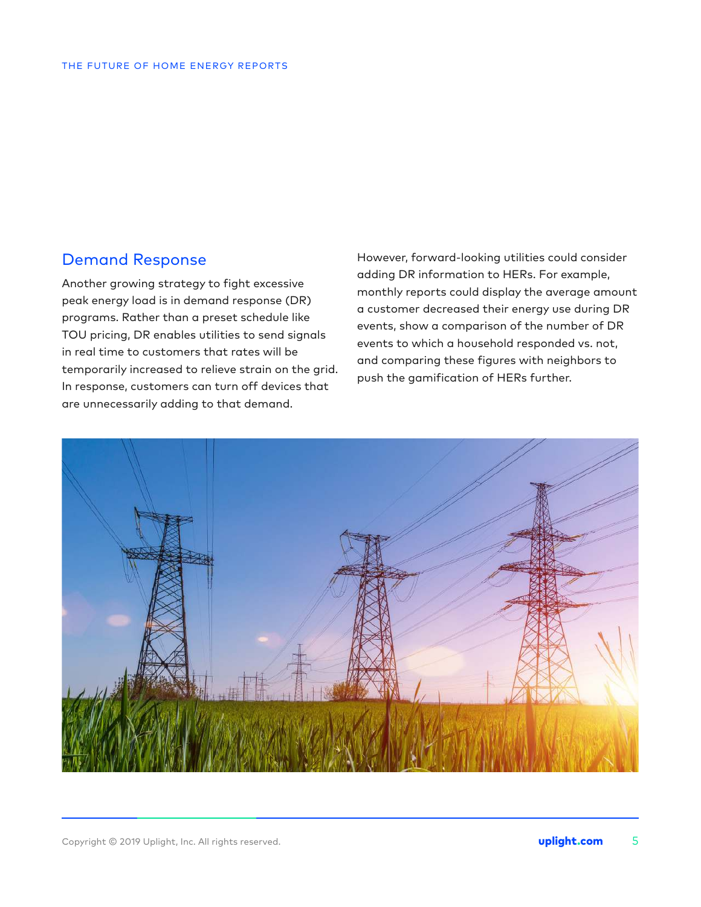## Demand Response

Another growing strategy to fight excessive peak energy load is in demand response (DR) programs. Rather than a preset schedule like TOU pricing, DR enables utilities to send signals in real time to customers that rates will be temporarily increased to relieve strain on the grid. In response, customers can turn off devices that are unnecessarily adding to that demand.

However, forward-looking utilities could consider adding DR information to HERs. For example, monthly reports could display the average amount a customer decreased their energy use during DR events, show a comparison of the number of DR events to which a household responded vs. not, and comparing these figures with neighbors to push the gamification of HERs further.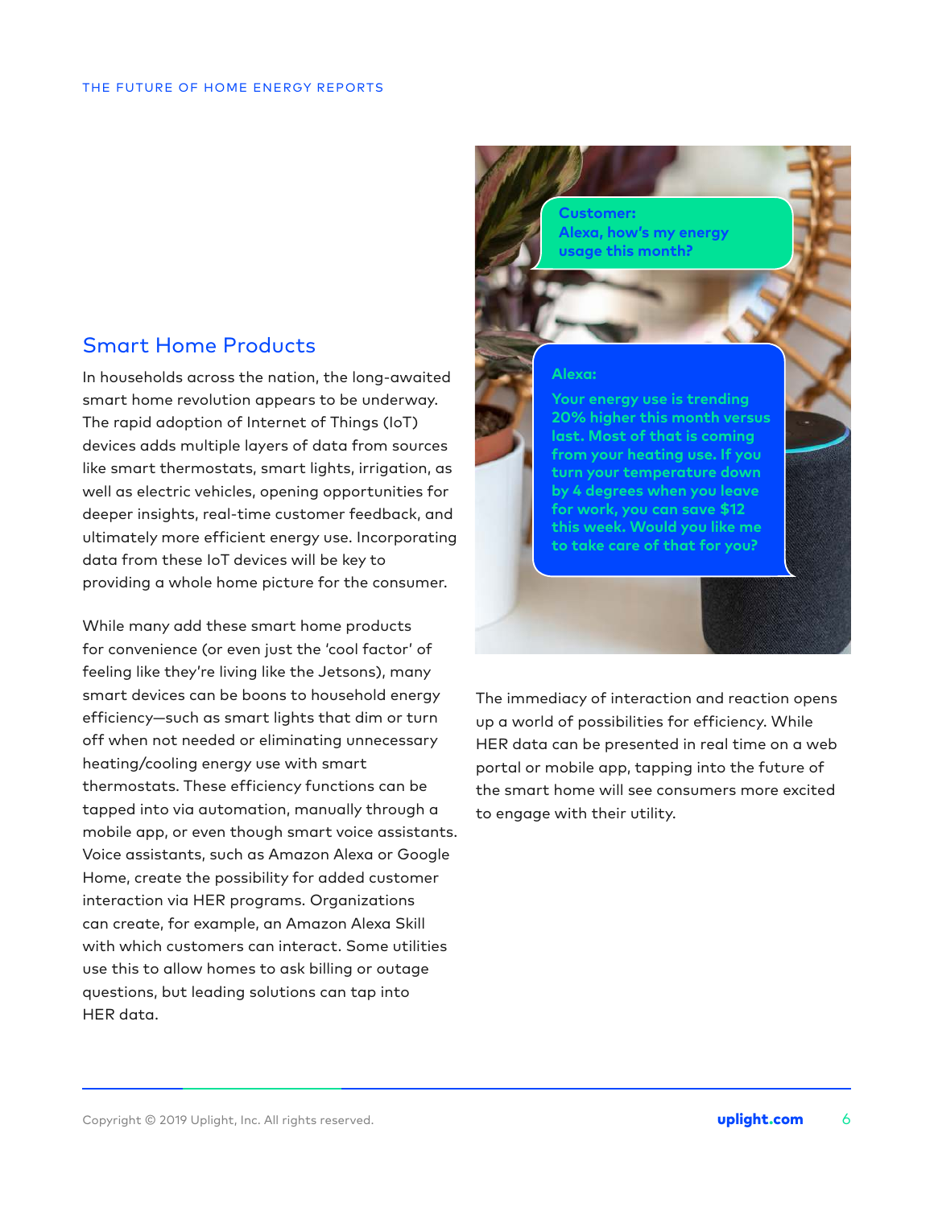## Smart Home Products

In households across the nation, the long-awaited smart home revolution appears to be underway. The rapid adoption of Internet of Things (IoT) devices adds multiple layers of data from sources like smart thermostats, smart lights, irrigation, as well as electric vehicles, opening opportunities for deeper insights, real-time customer feedback, and ultimately more efficient energy use. Incorporating data from these IoT devices will be key to providing a whole home picture for the consumer.

While many add these smart home products for convenience (or even just the 'cool factor' of feeling like they're living like the Jetsons), many smart devices can be boons to household energy efficiency—such as smart lights that dim or turn off when not needed or eliminating unnecessary heating/cooling energy use with smart thermostats. These efficiency functions can be tapped into via automation, manually through a mobile app, or even though smart voice assistants. Voice assistants, such as Amazon Alexa or Google Home, create the possibility for added customer interaction via HER programs. Organizations can create, for example, an Amazon Alexa Skill with which customers can interact. Some utilities use this to allow homes to ask billing or outage questions, but leading solutions can tap into HER data.

**Customer:**
**Alexa, how's my energy usage this month?**

**Alexa:**
**Your energy use is trending 20% higher this month versus last. Most of that is coming from your heating use. If you turn your temperature down by 4 degrees when you leave for work, you can save $12 this week. Would you like me to take care of that for you?**

The immediacy of interaction and reaction opens up a world of possibilities for efficiency. While HER data can be presented in real time on a web portal or mobile app, tapping into the future of the smart home will see consumers more excited to engage with their utility.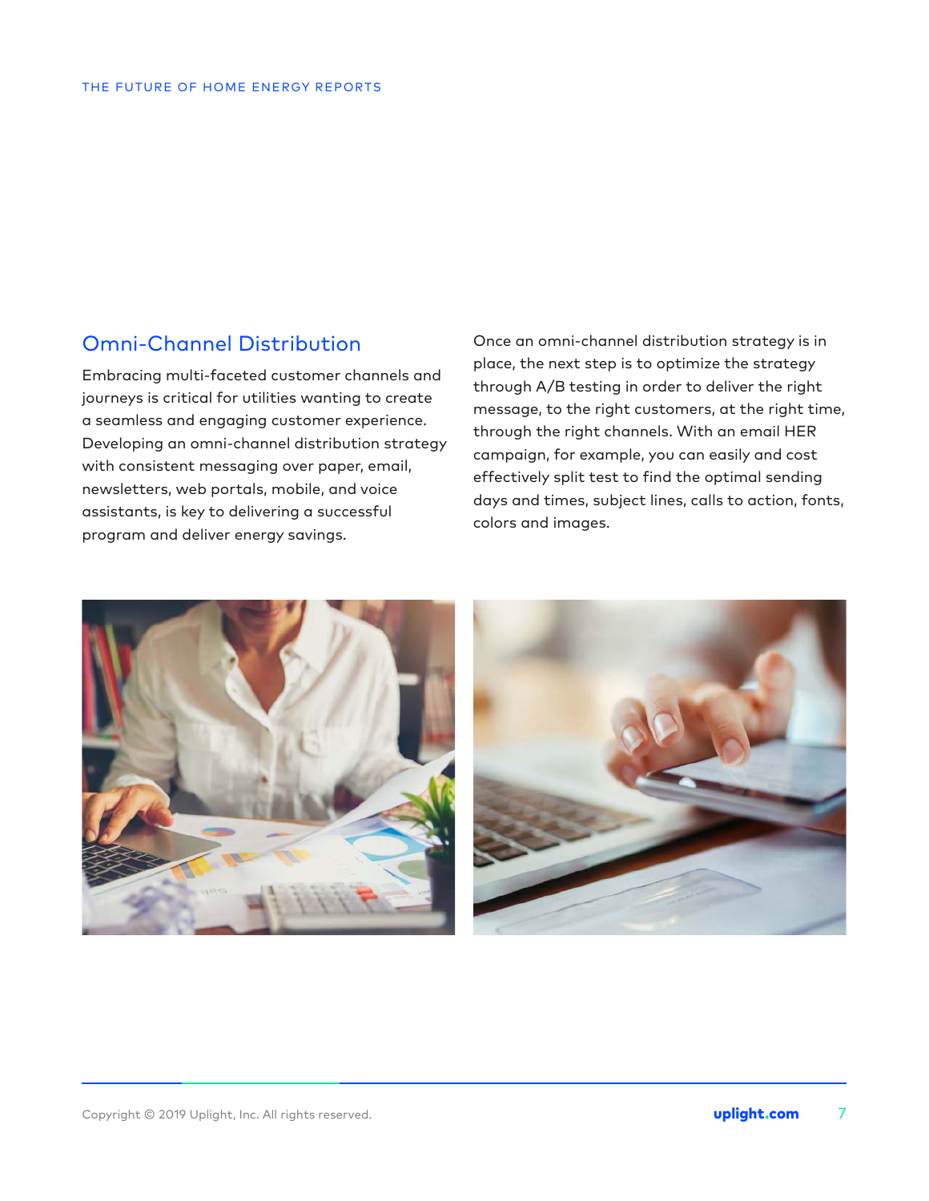## Omni-Channel Distribution

Embracing multi-faceted customer channels and journeys is critical for utilities wanting to create a seamless and engaging customer experience. Developing an omni-channel distribution strategy with consistent messaging over paper, email, newsletters, web portals, mobile, and voice assistants, is key to delivering a successful program and deliver energy savings.

Once an omni-channel distribution strategy is in place, the next step is to optimize the strategy through A/B testing in order to deliver the right message, to the right customers, at the right time, through the right channels. With an email HER campaign, for example, you can easily and cost effectively split test to find the optimal sending days and times, subject lines, calls to action, fonts, colors and images.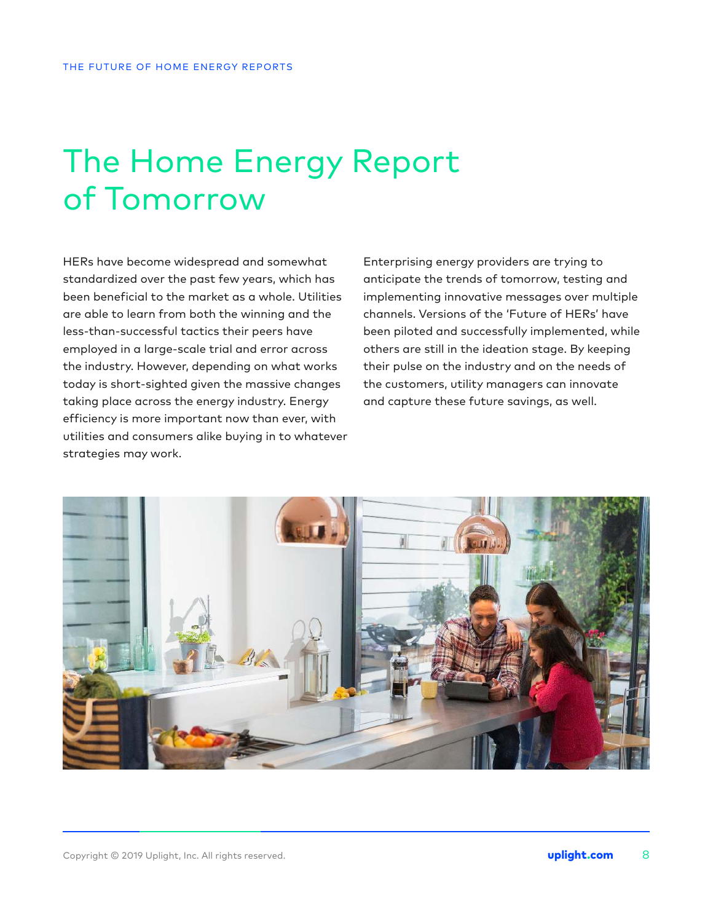# The Home Energy Report of Tomorrow

HERs have become widespread and somewhat standardized over the past few years, which has been beneficial to the market as a whole. Utilities are able to learn from both the winning and the less-than-successful tactics their peers have employed in a large-scale trial and error across the industry. However, depending on what works today is short-sighted given the massive changes taking place across the energy industry. Energy efficiency is more important now than ever, with utilities and consumers alike buying in to whatever strategies may work.

Enterprising energy providers are trying to anticipate the trends of tomorrow, testing and implementing innovative messages over multiple channels. Versions of the 'Future of HERs' have been piloted and successfully implemented, while others are still in the ideation stage. By keeping their pulse on the industry and on the needs of the customers, utility managers can innovate and capture these future savings, as well.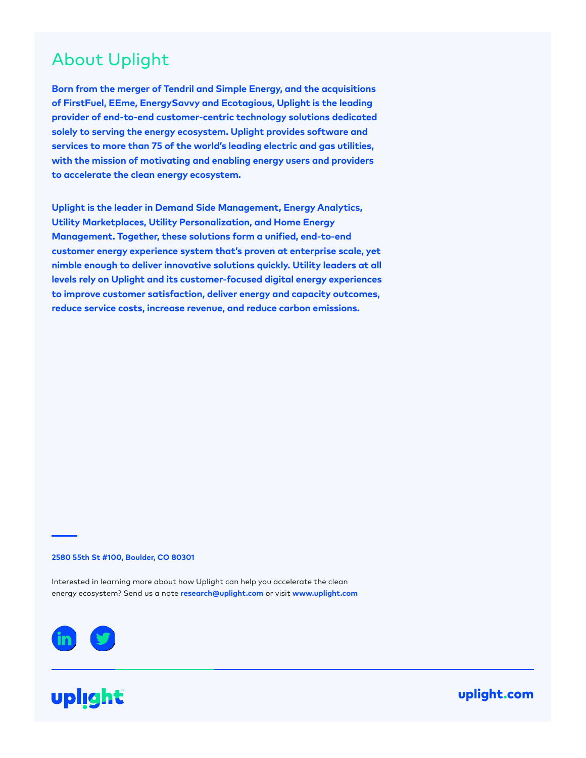## About Uplight

**Born from the merger of Tendril and Simple Energy, and the acquisitions of FirstFuel, EEme, EnergySavvy and Ecotagious, Uplight is the leading provider of end-to-end customer-centric technology solutions dedicated solely to serving the energy ecosystem. Uplight provides software and services to more than 75 of the world's leading electric and gas utilities, with the mission of motivating and enabling energy users and providers to accelerate the clean energy ecosystem.**

**Uplight is the leader in Demand Side Management, Energy Analytics, Utility Marketplaces, Utility Personalization, and Home Energy Management. Together, these solutions form a unified, end-to-end customer energy experience system that's proven at enterprise scale, yet nimble enough to deliver innovative solutions quickly. Utility leaders at all levels rely on Uplight and its customer-focused digital energy experiences to improve customer satisfaction, deliver energy and capacity outcomes, reduce service costs, increase revenue, and reduce carbon emissions.**

**2580 55th St #100, Boulder, CO 80301**

Interested in learning more about how Uplight can help you accelerate the clean energy ecosystem? Send us a note **research@uplight.com** or visit **www.uplight.com**

uplight

**uplight.com**